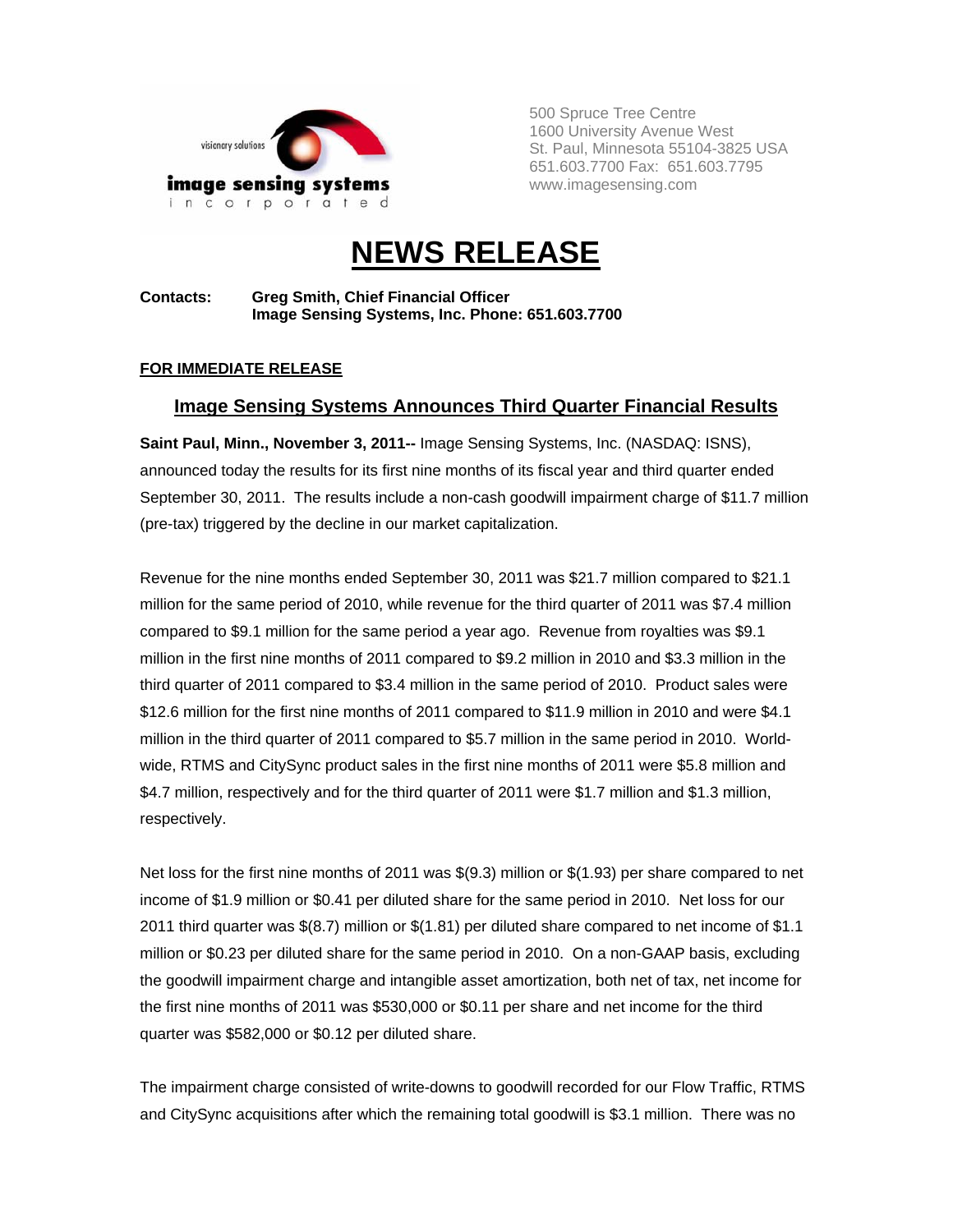visionary solutions

**image sensing systems**
incorporated

500 Spruce Tree Centre
1600 University Avenue West
St. Paul, Minnesota 55104-3825 USA
651.603.7700 Fax: 651.603.7795
www.imagesensing.com

# NEWS RELEASE

**Contacts:** **Greg Smith, Chief Financial Officer**
**Image Sensing Systems, Inc. Phone: 651.603.7700**

**FOR IMMEDIATE RELEASE**

## Image Sensing Systems Announces Third Quarter Financial Results

**Saint Paul, Minn., November 3, 2011--** Image Sensing Systems, Inc. (NASDAQ: ISNS), announced today the results for its first nine months of its fiscal year and third quarter ended September 30, 2011. The results include a non-cash goodwill impairment charge of $11.7 million (pre-tax) triggered by the decline in our market capitalization.

Revenue for the nine months ended September 30, 2011 was $21.7 million compared to $21.1 million for the same period of 2010, while revenue for the third quarter of 2011 was $7.4 million compared to $9.1 million for the same period a year ago. Revenue from royalties was $9.1 million in the first nine months of 2011 compared to $9.2 million in 2010 and $3.3 million in the third quarter of 2011 compared to $3.4 million in the same period of 2010. Product sales were $12.6 million for the first nine months of 2011 compared to $11.9 million in 2010 and were $4.1 million in the third quarter of 2011 compared to $5.7 million in the same period in 2010. World-wide, RTMS and CitySync product sales in the first nine months of 2011 were $5.8 million and $4.7 million, respectively and for the third quarter of 2011 were $1.7 million and $1.3 million, respectively.

Net loss for the first nine months of 2011 was $(9.3) million or $(1.93) per share compared to net income of $1.9 million or $0.41 per diluted share for the same period in 2010. Net loss for our 2011 third quarter was $(8.7) million or $(1.81) per diluted share compared to net income of $1.1 million or $0.23 per diluted share for the same period in 2010. On a non-GAAP basis, excluding the goodwill impairment charge and intangible asset amortization, both net of tax, net income for the first nine months of 2011 was $530,000 or $0.11 per share and net income for the third quarter was $582,000 or $0.12 per diluted share.

The impairment charge consisted of write-downs to goodwill recorded for our Flow Traffic, RTMS and CitySync acquisitions after which the remaining total goodwill is $3.1 million. There was no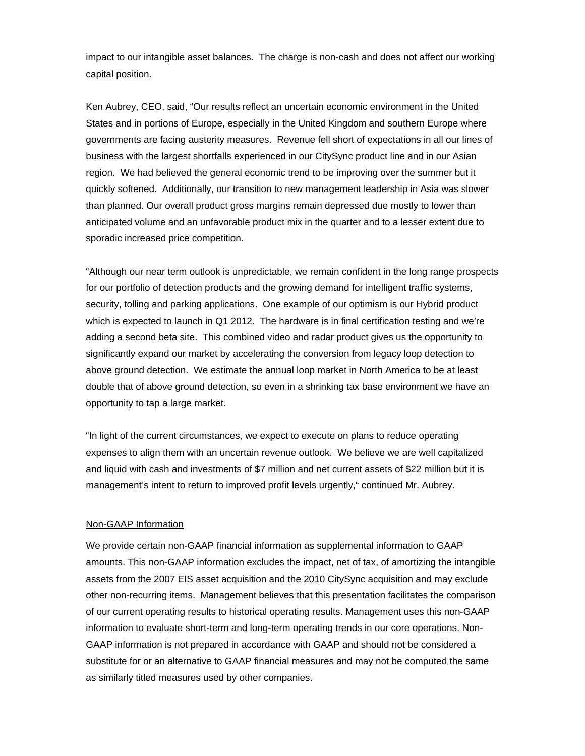impact to our intangible asset balances.  The charge is non-cash and does not affect our working capital position.

Ken Aubrey, CEO, said, “Our results reflect an uncertain economic environment in the United States and in portions of Europe, especially in the United Kingdom and southern Europe where governments are facing austerity measures.  Revenue fell short of expectations in all our lines of business with the largest shortfalls experienced in our CitySync product line and in our Asian region.  We had believed the general economic trend to be improving over the summer but it quickly softened.  Additionally, our transition to new management leadership in Asia was slower than planned. Our overall product gross margins remain depressed due mostly to lower than anticipated volume and an unfavorable product mix in the quarter and to a lesser extent due to sporadic increased price competition.

“Although our near term outlook is unpredictable, we remain confident in the long range prospects for our portfolio of detection products and the growing demand for intelligent traffic systems, security, tolling and parking applications.  One example of our optimism is our Hybrid product which is expected to launch in Q1 2012.  The hardware is in final certification testing and we’re adding a second beta site.  This combined video and radar product gives us the opportunity to significantly expand our market by accelerating the conversion from legacy loop detection to above ground detection.  We estimate the annual loop market in North America to be at least double that of above ground detection, so even in a shrinking tax base environment we have an opportunity to tap a large market.

“In light of the current circumstances, we expect to execute on plans to reduce operating expenses to align them with an uncertain revenue outlook.  We believe we are well capitalized and liquid with cash and investments of $7 million and net current assets of $22 million but it is management’s intent to return to improved profit levels urgently,“ continued Mr. Aubrey.

Non-GAAP Information

We provide certain non-GAAP financial information as supplemental information to GAAP amounts. This non-GAAP information excludes the impact, net of tax, of amortizing the intangible assets from the 2007 EIS asset acquisition and the 2010 CitySync acquisition and may exclude other non-recurring items.  Management believes that this presentation facilitates the comparison of our current operating results to historical operating results. Management uses this non-GAAP information to evaluate short-term and long-term operating trends in our core operations. Non-GAAP information is not prepared in accordance with GAAP and should not be considered a substitute for or an alternative to GAAP financial measures and may not be computed the same as similarly titled measures used by other companies.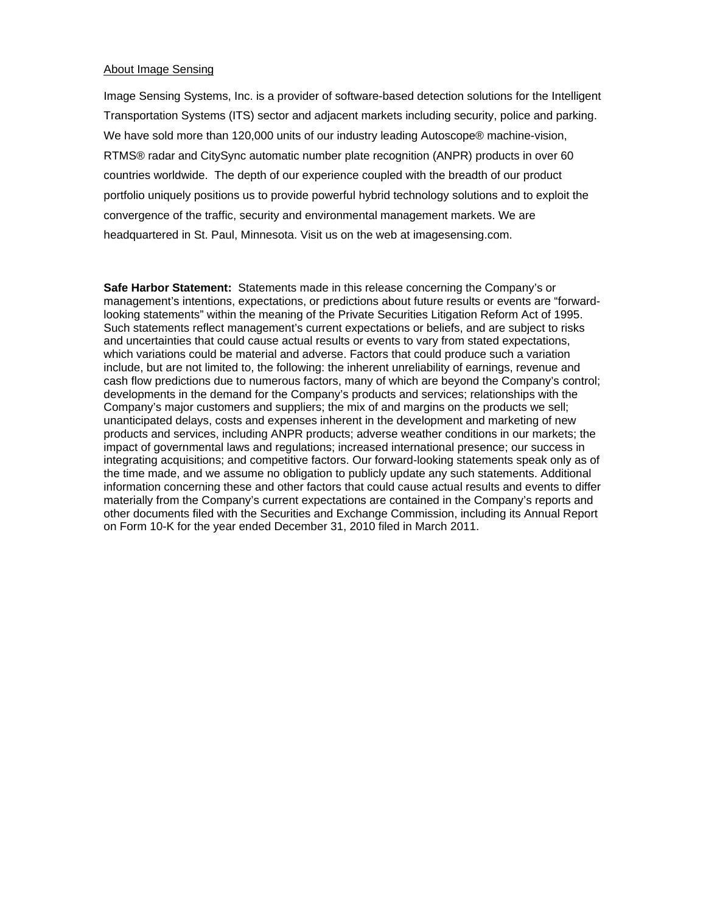About Image Sensing

Image Sensing Systems, Inc. is a provider of software-based detection solutions for the Intelligent Transportation Systems (ITS) sector and adjacent markets including security, police and parking. We have sold more than 120,000 units of our industry leading Autoscope® machine-vision, RTMS® radar and CitySync automatic number plate recognition (ANPR) products in over 60 countries worldwide. The depth of our experience coupled with the breadth of our product portfolio uniquely positions us to provide powerful hybrid technology solutions and to exploit the convergence of the traffic, security and environmental management markets. We are headquartered in St. Paul, Minnesota. Visit us on the web at imagesensing.com.

**Safe Harbor Statement:** Statements made in this release concerning the Company's or management's intentions, expectations, or predictions about future results or events are "forward-looking statements" within the meaning of the Private Securities Litigation Reform Act of 1995. Such statements reflect management's current expectations or beliefs, and are subject to risks and uncertainties that could cause actual results or events to vary from stated expectations, which variations could be material and adverse. Factors that could produce such a variation include, but are not limited to, the following: the inherent unreliability of earnings, revenue and cash flow predictions due to numerous factors, many of which are beyond the Company's control; developments in the demand for the Company's products and services; relationships with the Company's major customers and suppliers; the mix of and margins on the products we sell; unanticipated delays, costs and expenses inherent in the development and marketing of new products and services, including ANPR products; adverse weather conditions in our markets; the impact of governmental laws and regulations; increased international presence; our success in integrating acquisitions; and competitive factors. Our forward-looking statements speak only as of the time made, and we assume no obligation to publicly update any such statements. Additional information concerning these and other factors that could cause actual results and events to differ materially from the Company's current expectations are contained in the Company's reports and other documents filed with the Securities and Exchange Commission, including its Annual Report on Form 10-K for the year ended December 31, 2010 filed in March 2011.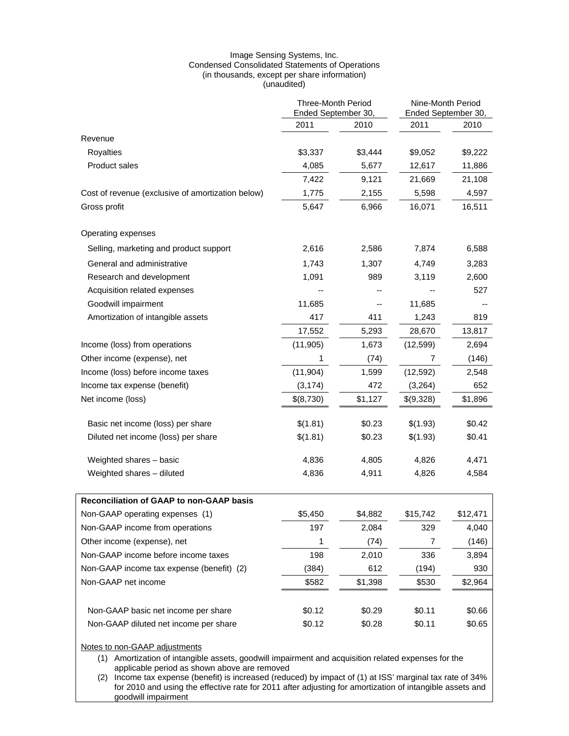Image Sensing Systems, Inc.
Condensed Consolidated Statements of Operations
(in thousands, except per share information)
(unaudited)

| | Three-Month Period Ended September 30, | | Nine-Month Period Ended September 30, | |
|---|---|---|---|---|
| | 2011 | 2010 | 2011 | 2010 |
| Revenue | | | | |
| Royalties | $3,337 | $3,444 | $9,052 | $9,222 |
| Product sales | 4,085 | 5,677 | 12,617 | 11,886 |
| | 7,422 | 9,121 | 21,669 | 21,108 |
| Cost of revenue (exclusive of amortization below) | 1,775 | 2,155 | 5,598 | 4,597 |
| Gross profit | 5,647 | 6,966 | 16,071 | 16,511 |
| Operating expenses | | | | |
| Selling, marketing and product support | 2,616 | 2,586 | 7,874 | 6,588 |
| General and administrative | 1,743 | 1,307 | 4,749 | 3,283 |
| Research and development | 1,091 | 989 | 3,119 | 2,600 |
| Acquisition related expenses | -- | -- | -- | 527 |
| Goodwill impairment | 11,685 | -- | 11,685 | -- |
| Amortization of intangible assets | 417 | 411 | 1,243 | 819 |
| | 17,552 | 5,293 | 28,670 | 13,817 |
| Income (loss) from operations | (11,905) | 1,673 | (12,599) | 2,694 |
| Other income (expense), net | 1 | (74) | 7 | (146) |
| Income (loss) before income taxes | (11,904) | 1,599 | (12,592) | 2,548 |
| Income tax expense (benefit) | (3,174) | 472 | (3,264) | 652 |
| Net income (loss) | $(8,730) | $1,127 | $(9,328) | $1,896 |
| Basic net income (loss) per share | $(1.81) | $0.23 | $(1.93) | $0.42 |
| Diluted net income (loss) per share | $(1.81) | $0.23 | $(1.93) | $0.41 |
| Weighted shares – basic | 4,836 | 4,805 | 4,826 | 4,471 |
| Weighted shares – diluted | 4,836 | 4,911 | 4,826 | 4,584 |

| **Reconciliation of GAAP to non-GAAP basis** | | | | |
|---|---|---|---|---|
| Non-GAAP operating expenses (1) | $5,450 | $4,882 | $15,742 | $12,471 |
| Non-GAAP income from operations | 197 | 2,084 | 329 | 4,040 |
| Other income (expense), net | 1 | (74) | 7 | (146) |
| Non-GAAP income before income taxes | 198 | 2,010 | 336 | 3,894 |
| Non-GAAP income tax expense (benefit) (2) | (384) | 612 | (194) | 930 |
| Non-GAAP net income | $582 | $1,398 | $530 | $2,964 |
| Non-GAAP basic net income per share | $0.12 | $0.29 | $0.11 | $0.66 |
| Non-GAAP diluted net income per share | $0.12 | $0.28 | $0.11 | $0.65 |

Notes to non-GAAP adjustments

(1) Amortization of intangible assets, goodwill impairment and acquisition related expenses for the applicable period as shown above are removed

(2) Income tax expense (benefit) is increased (reduced) by impact of (1) at ISS' marginal tax rate of 34% for 2010 and using the effective rate for 2011 after adjusting for amortization of intangible assets and goodwill impairment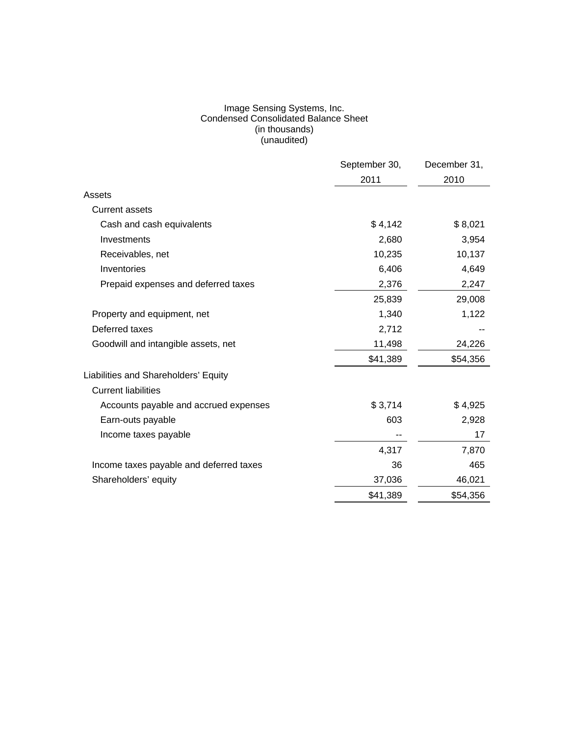Image Sensing Systems, Inc.
Condensed Consolidated Balance Sheet
(in thousands)
(unaudited)

| | September 30, 2011 | December 31, 2010 |
|---|---|---|
| Assets | | |
| Current assets | | |
| Cash and cash equivalents | $ 4,142 | $ 8,021 |
| Investments | 2,680 | 3,954 |
| Receivables, net | 10,235 | 10,137 |
| Inventories | 6,406 | 4,649 |
| Prepaid expenses and deferred taxes | 2,376 | 2,247 |
| | 25,839 | 29,008 |
| Property and equipment, net | 1,340 | 1,122 |
| Deferred taxes | 2,712 | -- |
| Goodwill and intangible assets, net | 11,498 | 24,226 |
| | $41,389 | $54,356 |
| Liabilities and Shareholders' Equity | | |
| Current liabilities | | |
| Accounts payable and accrued expenses | $ 3,714 | $ 4,925 |
| Earn-outs payable | 603 | 2,928 |
| Income taxes payable | -- | 17 |
| | 4,317 | 7,870 |
| Income taxes payable and deferred taxes | 36 | 465 |
| Shareholders' equity | 37,036 | 46,021 |
| | $41,389 | $54,356 |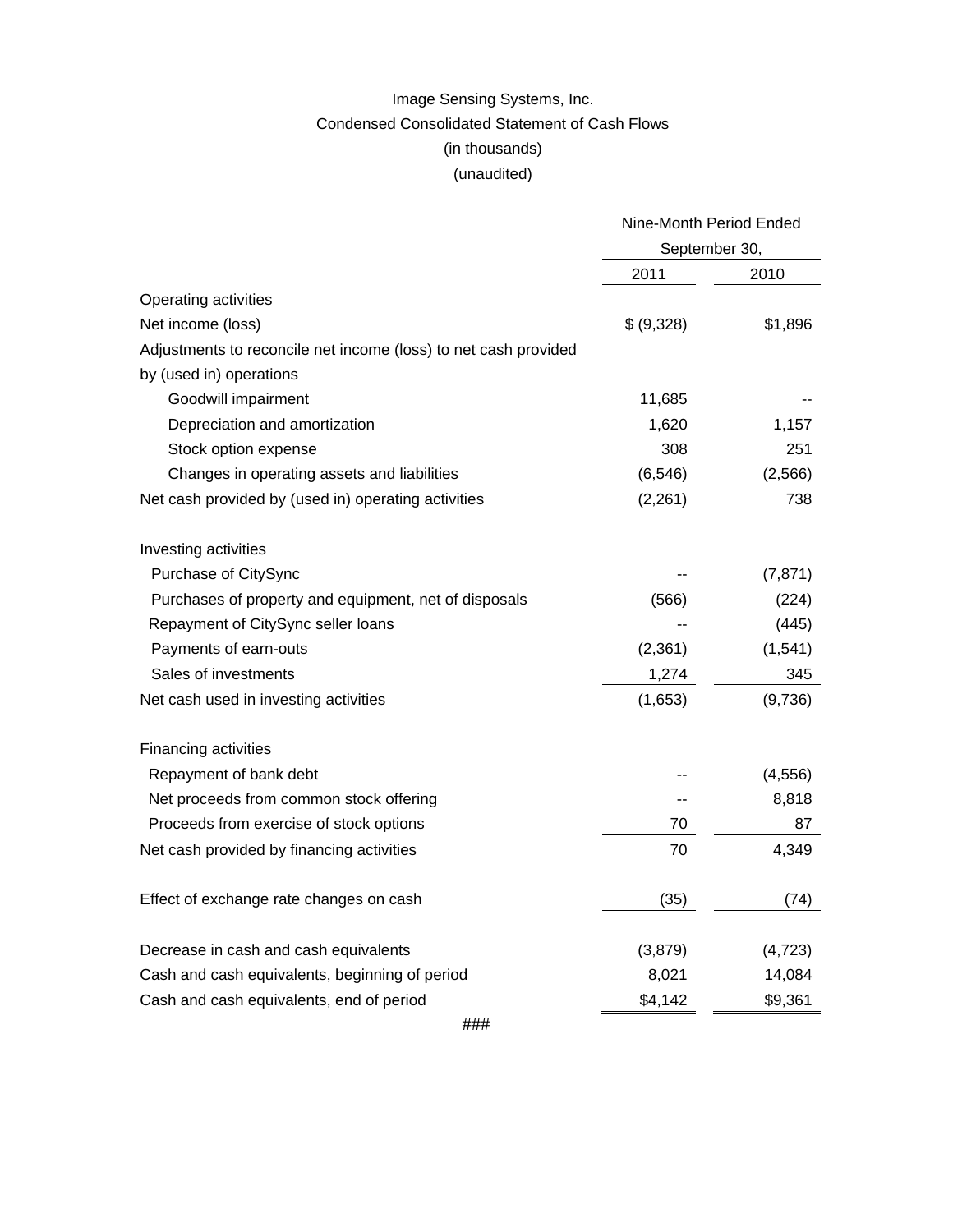Image Sensing Systems, Inc.

Condensed Consolidated Statement of Cash Flows

(in thousands)

(unaudited)

| | Nine-Month Period Ended September 30, | |
|---|---|---|
| | 2011 | 2010 |
| Operating activities | | |
| Net income (loss) | $ (9,328) | $1,896 |
| Adjustments to reconcile net income (loss) to net cash provided by (used in) operations | | |
| Goodwill impairment | 11,685 | -- |
| Depreciation and amortization | 1,620 | 1,157 |
| Stock option expense | 308 | 251 |
| Changes in operating assets and liabilities | (6,546) | (2,566) |
| Net cash provided by (used in) operating activities | (2,261) | 738 |
| | | |
| Investing activities | | |
| Purchase of CitySync | -- | (7,871) |
| Purchases of property and equipment, net of disposals | (566) | (224) |
| Repayment of CitySync seller loans | -- | (445) |
| Payments of earn-outs | (2,361) | (1,541) |
| Sales of investments | 1,274 | 345 |
| Net cash used in investing activities | (1,653) | (9,736) |
| | | |
| Financing activities | | |
| Repayment of bank debt | -- | (4,556) |
| Net proceeds from common stock offering | -- | 8,818 |
| Proceeds from exercise of stock options | 70 | 87 |
| Net cash provided by financing activities | 70 | 4,349 |
| | | |
| Effect of exchange rate changes on cash | (35) | (74) |
| | | |
| Decrease in cash and cash equivalents | (3,879) | (4,723) |
| Cash and cash equivalents, beginning of period | 8,021 | 14,084 |
| Cash and cash equivalents, end of period | $4,142 | $9,361 |

###